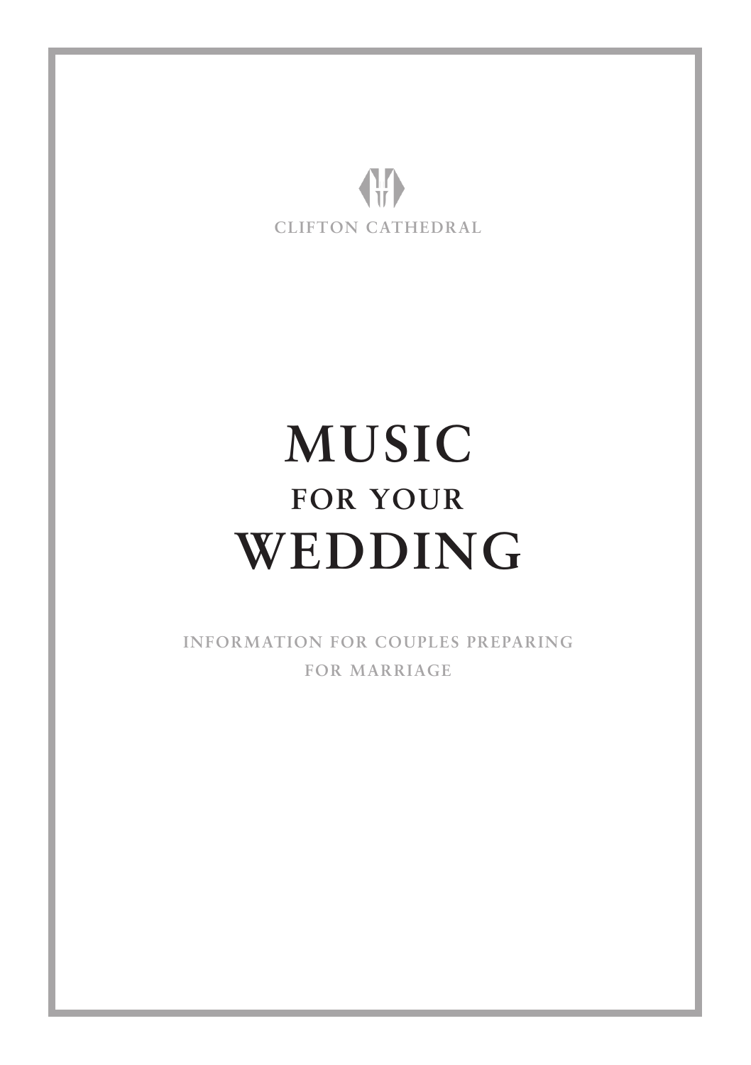CLIFTON CATHEDRAL

# MUSIC
## FOR YOUR
# WEDDING

INFORMATION FOR COUPLES PREPARING FOR MARRIAGE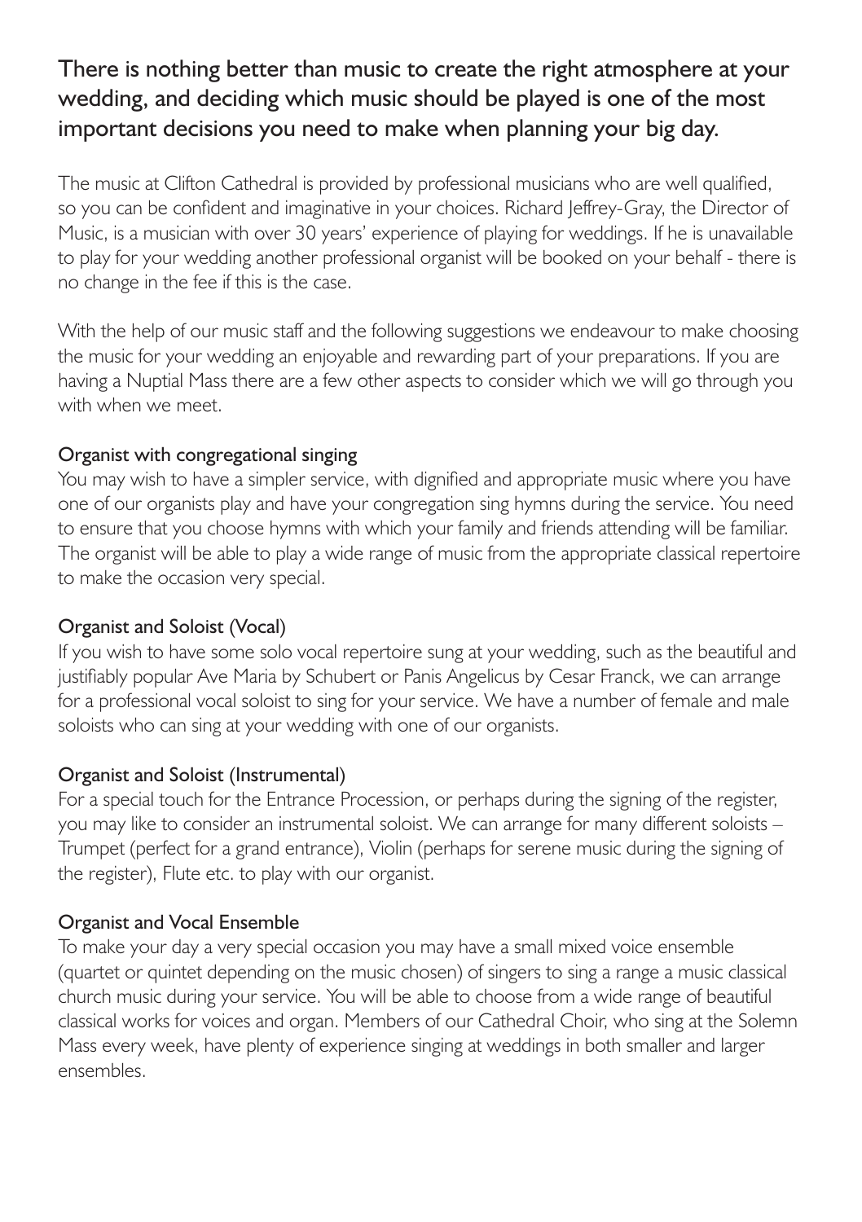## There is nothing better than music to create the right atmosphere at your wedding, and deciding which music should be played is one of the most important decisions you need to make when planning your big day.

The music at Clifton Cathedral is provided by professional musicians who are well qualified, so you can be confident and imaginative in your choices. Richard Jeffrey-Gray, the Director of Music, is a musician with over 30 years' experience of playing for weddings. If he is unavailable to play for your wedding another professional organist will be booked on your behalf - there is no change in the fee if this is the case.

With the help of our music staff and the following suggestions we endeavour to make choosing the music for your wedding an enjoyable and rewarding part of your preparations. If you are having a Nuptial Mass there are a few other aspects to consider which we will go through you with when we meet.

### Organist with congregational singing

You may wish to have a simpler service, with dignified and appropriate music where you have one of our organists play and have your congregation sing hymns during the service. You need to ensure that you choose hymns with which your family and friends attending will be familiar. The organist will be able to play a wide range of music from the appropriate classical repertoire to make the occasion very special.

### Organist and Soloist (Vocal)

If you wish to have some solo vocal repertoire sung at your wedding, such as the beautiful and justifiably popular Ave Maria by Schubert or Panis Angelicus by Cesar Franck, we can arrange for a professional vocal soloist to sing for your service. We have a number of female and male soloists who can sing at your wedding with one of our organists.

### Organist and Soloist (Instrumental)

For a special touch for the Entrance Procession, or perhaps during the signing of the register, you may like to consider an instrumental soloist. We can arrange for many different soloists – Trumpet (perfect for a grand entrance), Violin (perhaps for serene music during the signing of the register), Flute etc. to play with our organist.

### Organist and Vocal Ensemble

To make your day a very special occasion you may have a small mixed voice ensemble (quartet or quintet depending on the music chosen) of singers to sing a range a music classical church music during your service. You will be able to choose from a wide range of beautiful classical works for voices and organ. Members of our Cathedral Choir, who sing at the Solemn Mass every week, have plenty of experience singing at weddings in both smaller and larger ensembles.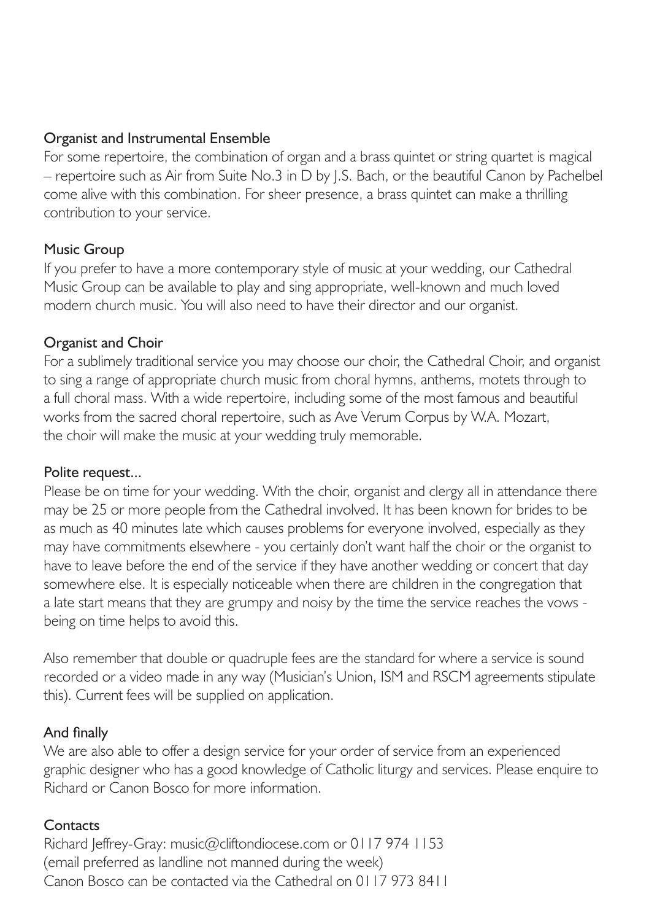## Organist and Instrumental Ensemble

For some repertoire, the combination of organ and a brass quintet or string quartet is magical – repertoire such as Air from Suite No.3 in D by J.S. Bach, or the beautiful Canon by Pachelbel come alive with this combination. For sheer presence, a brass quintet can make a thrilling contribution to your service.

## Music Group

If you prefer to have a more contemporary style of music at your wedding, our Cathedral Music Group can be available to play and sing appropriate, well-known and much loved modern church music. You will also need to have their director and our organist.

## Organist and Choir

For a sublimely traditional service you may choose our choir, the Cathedral Choir, and organist to sing a range of appropriate church music from choral hymns, anthems, motets through to a full choral mass. With a wide repertoire, including some of the most famous and beautiful works from the sacred choral repertoire, such as Ave Verum Corpus by W.A. Mozart, the choir will make the music at your wedding truly memorable.

## Polite request...

Please be on time for your wedding. With the choir, organist and clergy all in attendance there may be 25 or more people from the Cathedral involved. It has been known for brides to be as much as 40 minutes late which causes problems for everyone involved, especially as they may have commitments elsewhere - you certainly don't want half the choir or the organist to have to leave before the end of the service if they have another wedding or concert that day somewhere else. It is especially noticeable when there are children in the congregation that a late start means that they are grumpy and noisy by the time the service reaches the vows - being on time helps to avoid this.

Also remember that double or quadruple fees are the standard for where a service is sound recorded or a video made in any way (Musician's Union, ISM and RSCM agreements stipulate this). Current fees will be supplied on application.

## And finally

We are also able to offer a design service for your order of service from an experienced graphic designer who has a good knowledge of Catholic liturgy and services. Please enquire to Richard or Canon Bosco for more information.

## Contacts

Richard Jeffrey-Gray: music@cliftondiocese.com or 0117 974 1153
(email preferred as landline not manned during the week)
Canon Bosco can be contacted via the Cathedral on 0117 973 8411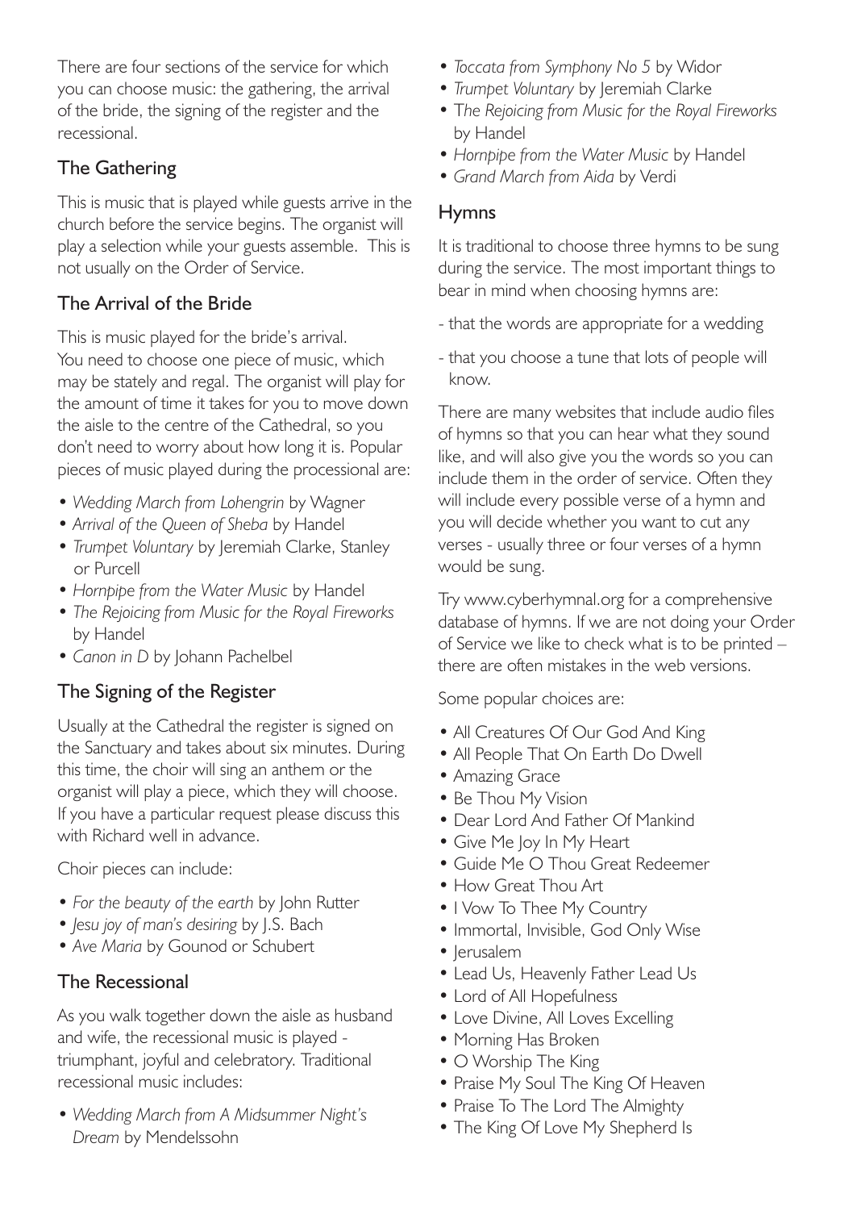There are four sections of the service for which you can choose music: the gathering, the arrival of the bride, the signing of the register and the recessional.

## The Gathering

This is music that is played while guests arrive in the church before the service begins. The organist will play a selection while your guests assemble. This is not usually on the Order of Service.

## The Arrival of the Bride

This is music played for the bride's arrival. You need to choose one piece of music, which may be stately and regal. The organist will play for the amount of time it takes for you to move down the aisle to the centre of the Cathedral, so you don't need to worry about how long it is. Popular pieces of music played during the processional are:

- *Wedding March from Lohengrin* by Wagner
- *Arrival of the Queen of Sheba* by Handel
- *Trumpet Voluntary* by Jeremiah Clarke, Stanley or Purcell
- *Hornpipe from the Water Music* by Handel
- *The Rejoicing from Music for the Royal Fireworks* by Handel
- *Canon in D* by Johann Pachelbel

## The Signing of the Register

Usually at the Cathedral the register is signed on the Sanctuary and takes about six minutes. During this time, the choir will sing an anthem or the organist will play a piece, which they will choose. If you have a particular request please discuss this with Richard well in advance.

Choir pieces can include:

- *For the beauty of the earth* by John Rutter
- *Jesu joy of man's desiring* by J.S. Bach
- *Ave Maria* by Gounod or Schubert

## The Recessional

As you walk together down the aisle as husband and wife, the recessional music is played - triumphant, joyful and celebratory. Traditional recessional music includes:

- *Wedding March from A Midsummer Night's Dream* by Mendelssohn
- *Toccata from Symphony No 5* by Widor
- *Trumpet Voluntary* by Jeremiah Clarke
- *The Rejoicing from Music for the Royal Fireworks* by Handel
- *Hornpipe from the Water Music* by Handel
- *Grand March from Aida* by Verdi

## Hymns

It is traditional to choose three hymns to be sung during the service. The most important things to bear in mind when choosing hymns are:

- that the words are appropriate for a wedding
- that you choose a tune that lots of people will know.

There are many websites that include audio files of hymns so that you can hear what they sound like, and will also give you the words so you can include them in the order of service. Often they will include every possible verse of a hymn and you will decide whether you want to cut any verses - usually three or four verses of a hymn would be sung.

Try www.cyberhymnal.org for a comprehensive database of hymns. If we are not doing your Order of Service we like to check what is to be printed – there are often mistakes in the web versions.

Some popular choices are:

- All Creatures Of Our God And King
- All People That On Earth Do Dwell
- Amazing Grace
- Be Thou My Vision
- Dear Lord And Father Of Mankind
- Give Me Joy In My Heart
- Guide Me O Thou Great Redeemer
- How Great Thou Art
- I Vow To Thee My Country
- Immortal, Invisible, God Only Wise
- Jerusalem
- Lead Us, Heavenly Father Lead Us
- Lord of All Hopefulness
- Love Divine, All Loves Excelling
- Morning Has Broken
- O Worship The King
- Praise My Soul The King Of Heaven
- Praise To The Lord The Almighty
- The King Of Love My Shepherd Is